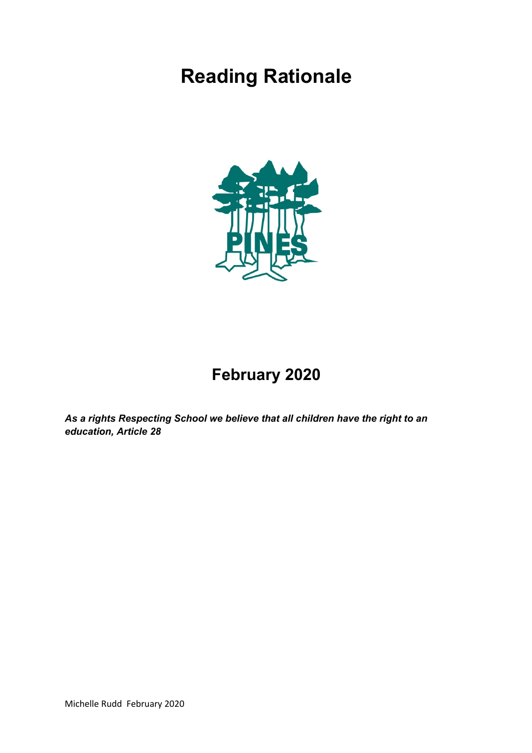# Reading Rationale

## February 2020

***As a rights Respecting School we believe that all children have the right to an education, Article 28***

Michelle Rudd February 2020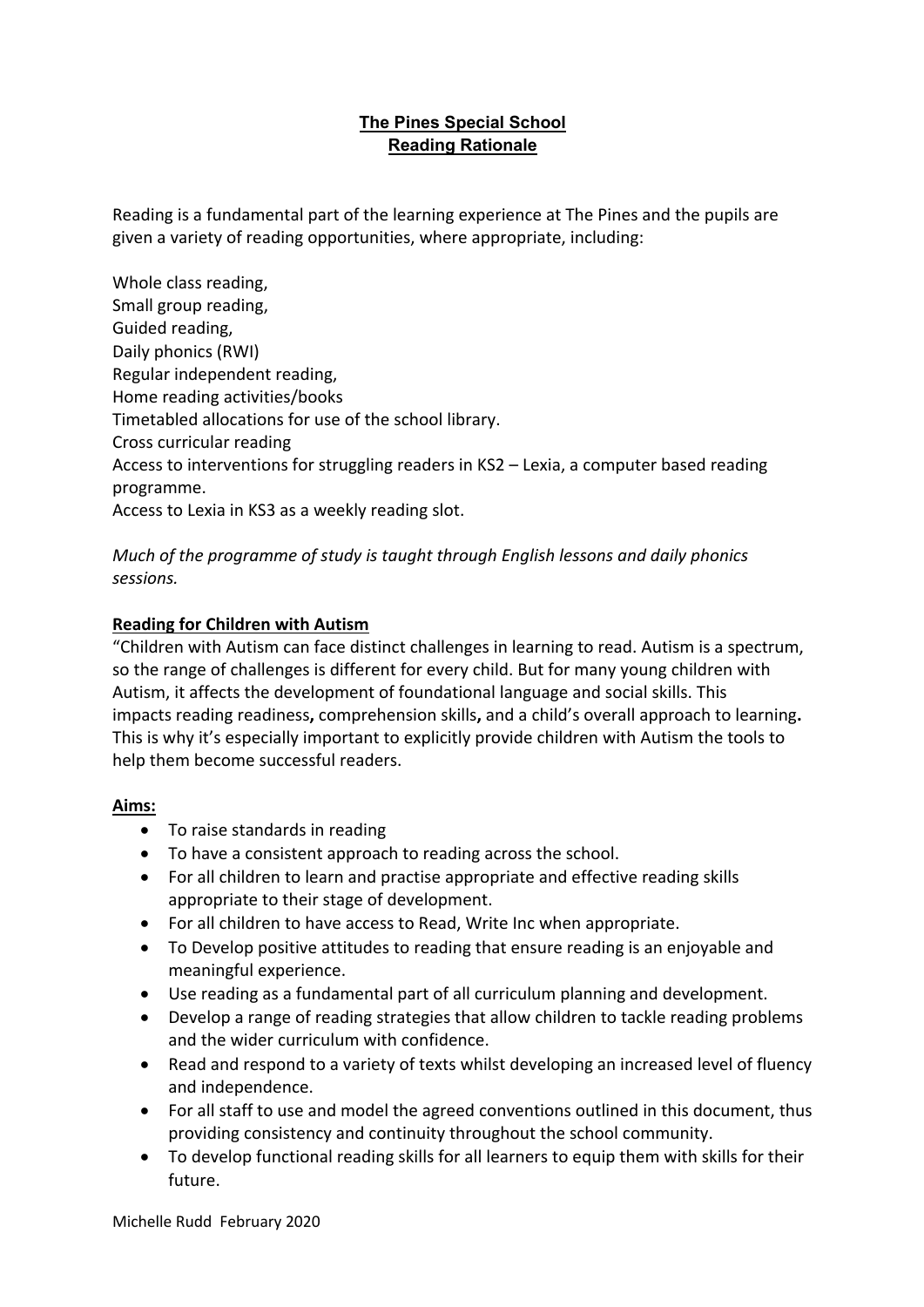## **The Pines Special School**
## **Reading Rationale**

Reading is a fundamental part of the learning experience at The Pines and the pupils are given a variety of reading opportunities, where appropriate, including:

Whole class reading,
Small group reading,
Guided reading,
Daily phonics (RWI)
Regular independent reading,
Home reading activities/books
Timetabled allocations for use of the school library.
Cross curricular reading
Access to interventions for struggling readers in KS2 – Lexia, a computer based reading programme.
Access to Lexia in KS3 as a weekly reading slot.

*Much of the programme of study is taught through English lessons and daily phonics sessions.*

### **Reading for Children with Autism**

"Children with Autism can face distinct challenges in learning to read. Autism is a spectrum, so the range of challenges is different for every child. But for many young children with Autism, it affects the development of foundational language and social skills. This impacts reading readiness**,** comprehension skills**,** and a child's overall approach to learning**.** This is why it's especially important to explicitly provide children with Autism the tools to help them become successful readers.

### **Aims:**

- To raise standards in reading
- To have a consistent approach to reading across the school.
- For all children to learn and practise appropriate and effective reading skills appropriate to their stage of development.
- For all children to have access to Read, Write Inc when appropriate.
- To Develop positive attitudes to reading that ensure reading is an enjoyable and meaningful experience.
- Use reading as a fundamental part of all curriculum planning and development.
- Develop a range of reading strategies that allow children to tackle reading problems and the wider curriculum with confidence.
- Read and respond to a variety of texts whilst developing an increased level of fluency and independence.
- For all staff to use and model the agreed conventions outlined in this document, thus providing consistency and continuity throughout the school community.
- To develop functional reading skills for all learners to equip them with skills for their future.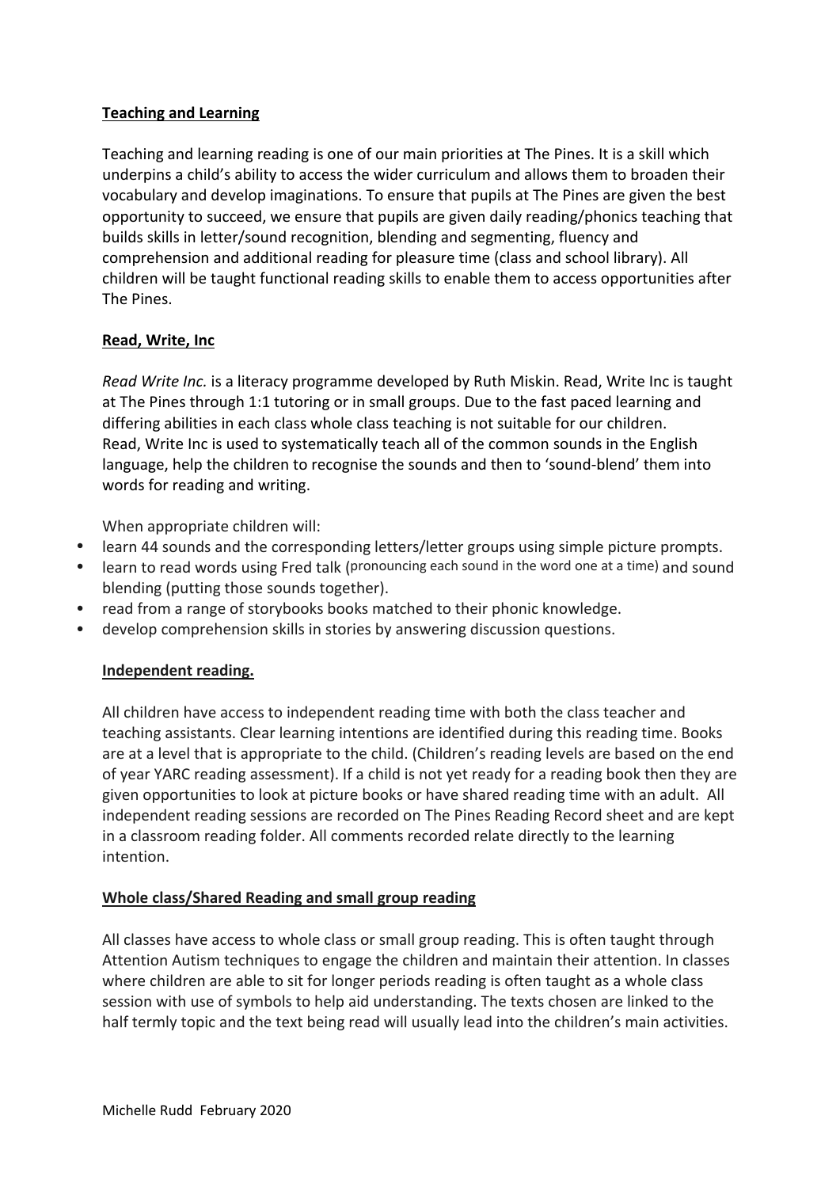## Teaching and Learning

Teaching and learning reading is one of our main priorities at The Pines. It is a skill which underpins a child's ability to access the wider curriculum and allows them to broaden their vocabulary and develop imaginations. To ensure that pupils at The Pines are given the best opportunity to succeed, we ensure that pupils are given daily reading/phonics teaching that builds skills in letter/sound recognition, blending and segmenting, fluency and comprehension and additional reading for pleasure time (class and school library). All children will be taught functional reading skills to enable them to access opportunities after The Pines.

## Read, Write, Inc

*Read Write Inc.* is a literacy programme developed by Ruth Miskin. Read, Write Inc is taught at The Pines through 1:1 tutoring or in small groups. Due to the fast paced learning and differing abilities in each class whole class teaching is not suitable for our children. Read, Write Inc is used to systematically teach all of the common sounds in the English language, help the children to recognise the sounds and then to 'sound-blend' them into words for reading and writing.

When appropriate children will:

- learn 44 sounds and the corresponding letters/letter groups using simple picture prompts.
- learn to read words using Fred talk (pronouncing each sound in the word one at a time) and sound blending (putting those sounds together).
- read from a range of storybooks books matched to their phonic knowledge.
- develop comprehension skills in stories by answering discussion questions.

## Independent reading.

All children have access to independent reading time with both the class teacher and teaching assistants. Clear learning intentions are identified during this reading time. Books are at a level that is appropriate to the child. (Children's reading levels are based on the end of year YARC reading assessment). If a child is not yet ready for a reading book then they are given opportunities to look at picture books or have shared reading time with an adult. All independent reading sessions are recorded on The Pines Reading Record sheet and are kept in a classroom reading folder. All comments recorded relate directly to the learning intention.

## Whole class/Shared Reading and small group reading

All classes have access to whole class or small group reading. This is often taught through Attention Autism techniques to engage the children and maintain their attention. In classes where children are able to sit for longer periods reading is often taught as a whole class session with use of symbols to help aid understanding. The texts chosen are linked to the half termly topic and the text being read will usually lead into the children's main activities.

Michelle Rudd February 2020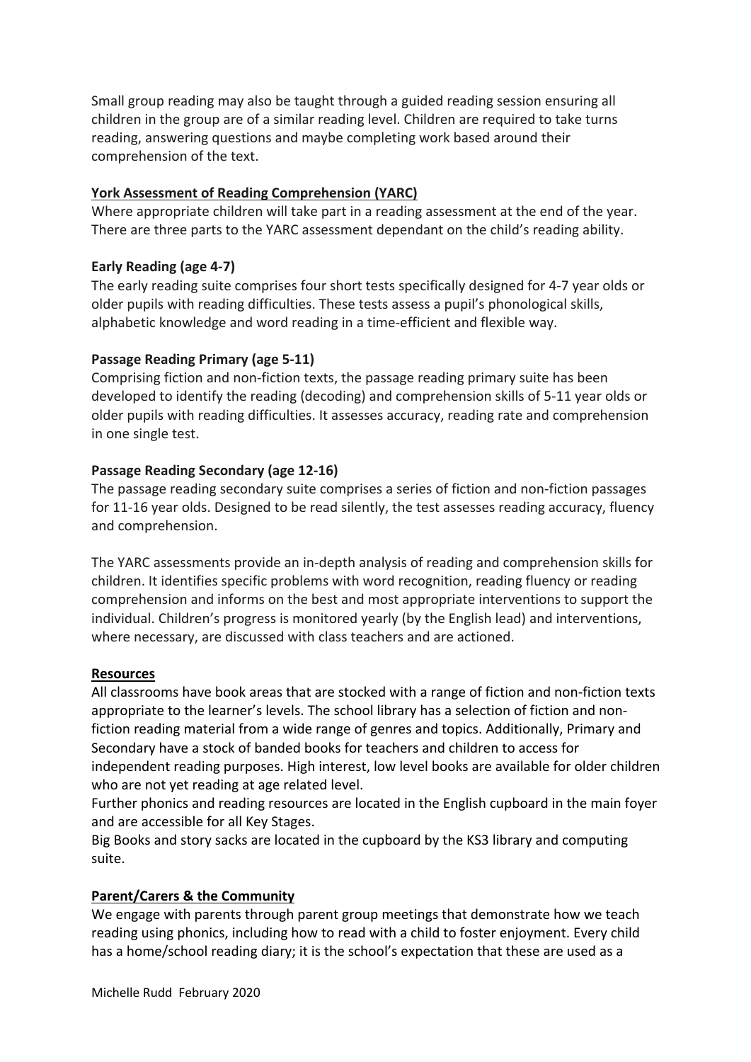Small group reading may also be taught through a guided reading session ensuring all children in the group are of a similar reading level. Children are required to take turns reading, answering questions and maybe completing work based around their comprehension of the text.

## York Assessment of Reading Comprehension (YARC)

Where appropriate children will take part in a reading assessment at the end of the year. There are three parts to the YARC assessment dependant on the child's reading ability.

### Early Reading (age 4-7)

The early reading suite comprises four short tests specifically designed for 4-7 year olds or older pupils with reading difficulties. These tests assess a pupil's phonological skills, alphabetic knowledge and word reading in a time-efficient and flexible way.

### Passage Reading Primary (age 5-11)

Comprising fiction and non-fiction texts, the passage reading primary suite has been developed to identify the reading (decoding) and comprehension skills of 5-11 year olds or older pupils with reading difficulties. It assesses accuracy, reading rate and comprehension in one single test.

### Passage Reading Secondary (age 12-16)

The passage reading secondary suite comprises a series of fiction and non-fiction passages for 11-16 year olds. Designed to be read silently, the test assesses reading accuracy, fluency and comprehension.

The YARC assessments provide an in-depth analysis of reading and comprehension skills for children. It identifies specific problems with word recognition, reading fluency or reading comprehension and informs on the best and most appropriate interventions to support the individual. Children's progress is monitored yearly (by the English lead) and interventions, where necessary, are discussed with class teachers and are actioned.

## Resources

All classrooms have book areas that are stocked with a range of fiction and non-fiction texts appropriate to the learner's levels. The school library has a selection of fiction and non-fiction reading material from a wide range of genres and topics. Additionally, Primary and Secondary have a stock of banded books for teachers and children to access for independent reading purposes. High interest, low level books are available for older children who are not yet reading at age related level.
Further phonics and reading resources are located in the English cupboard in the main foyer and are accessible for all Key Stages.
Big Books and story sacks are located in the cupboard by the KS3 library and computing suite.

## Parent/Carers & the Community

We engage with parents through parent group meetings that demonstrate how we teach reading using phonics, including how to read with a child to foster enjoyment. Every child has a home/school reading diary; it is the school's expectation that these are used as a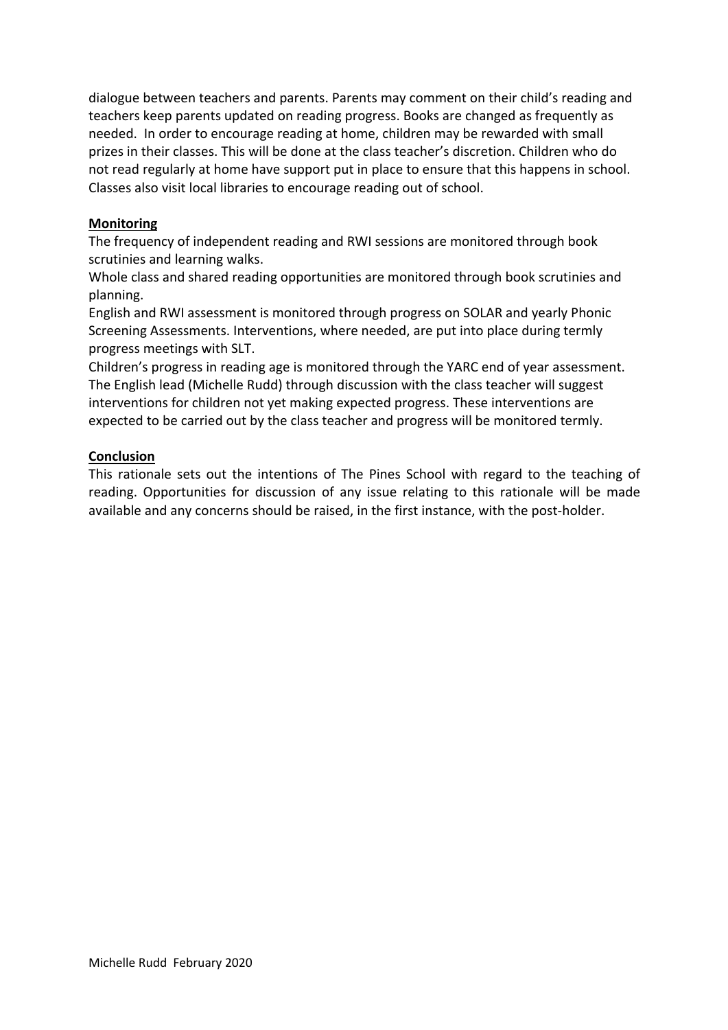dialogue between teachers and parents. Parents may comment on their child's reading and teachers keep parents updated on reading progress. Books are changed as frequently as needed. In order to encourage reading at home, children may be rewarded with small prizes in their classes. This will be done at the class teacher's discretion. Children who do not read regularly at home have support put in place to ensure that this happens in school. Classes also visit local libraries to encourage reading out of school.

**Monitoring**

The frequency of independent reading and RWI sessions are monitored through book scrutinies and learning walks.

Whole class and shared reading opportunities are monitored through book scrutinies and planning.

English and RWI assessment is monitored through progress on SOLAR and yearly Phonic Screening Assessments. Interventions, where needed, are put into place during termly progress meetings with SLT.

Children's progress in reading age is monitored through the YARC end of year assessment. The English lead (Michelle Rudd) through discussion with the class teacher will suggest interventions for children not yet making expected progress. These interventions are expected to be carried out by the class teacher and progress will be monitored termly.

**Conclusion**

This rationale sets out the intentions of The Pines School with regard to the teaching of reading. Opportunities for discussion of any issue relating to this rationale will be made available and any concerns should be raised, in the first instance, with the post-holder.

Michelle Rudd February 2020